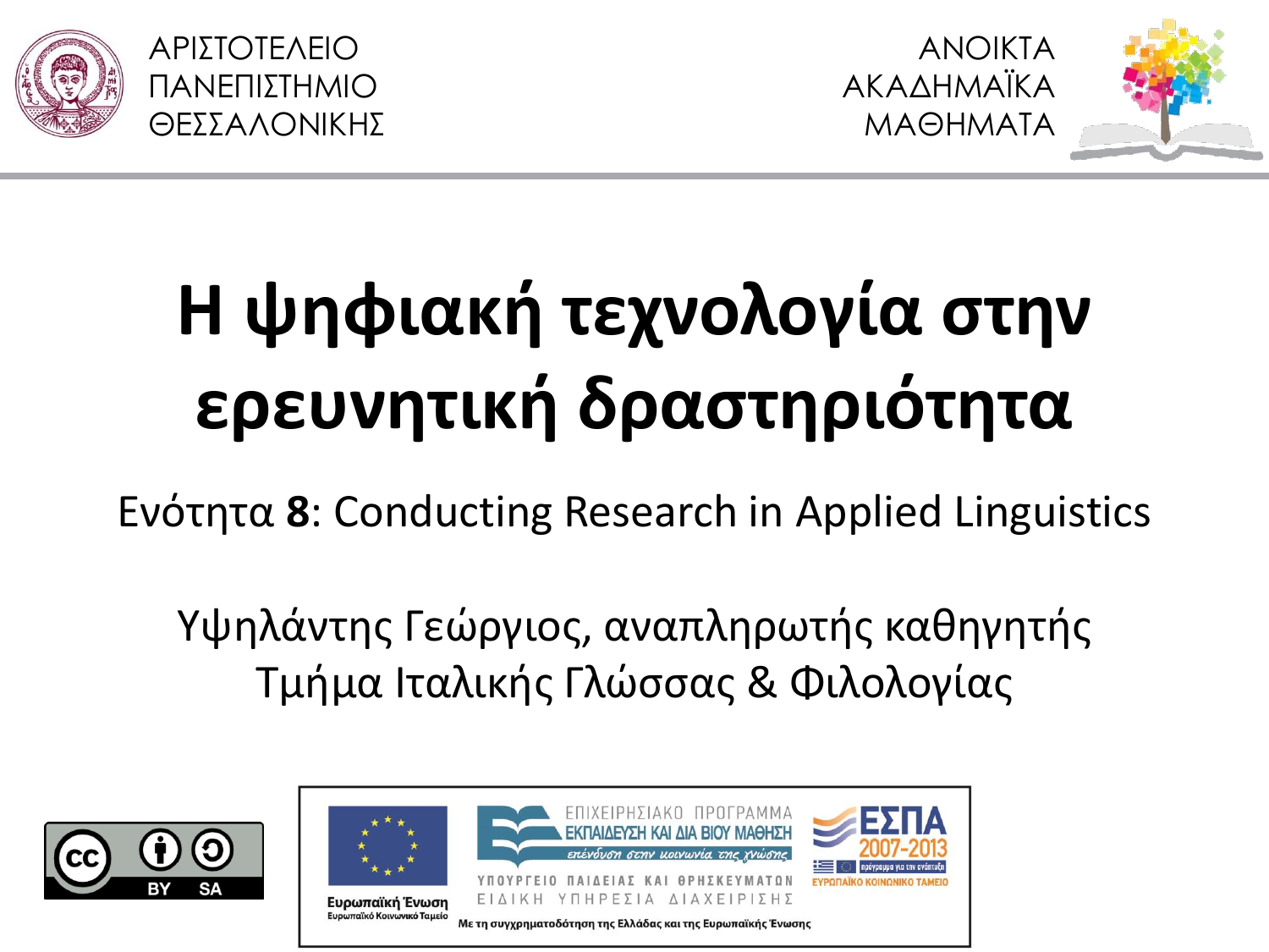ΑΡΙΣΤΟΤΕΛΕΙΟ ΠΑΝΕΠΙΣΤΗΜΙΟ ΘΕΣΣΑΛΟΝΙΚΗΣ

ΑΝΟΙΚΤΑ ΑΚΑΔΗΜΑΪΚΑ ΜΑΘΗΜΑΤΑ

# Η ψηφιακή τεχνολογία στην ερευνητική δραστηριότητα

## Ενότητα **8**: Conducting Research in Applied Linguistics

Υψηλάντης Γεώργιος, αναπληρωτής καθηγητής
Τμήμα Ιταλικής Γλώσσας & Φιλολογίας

Ευρωπαϊκή Ένωση
Ευρωπαϊκό Κοινωνικό Ταμείο

ΕΠΙΧΕΙΡΗΣΙΑΚΟ ΠΡΟΓΡΑΜΜΑ
ΕΚΠΑΙΔΕΥΣΗ ΚΑΙ ΔΙΑ ΒΙΟΥ ΜΑΘΗΣΗ
επένδυση στην κοινωνία της γνώσης

ΥΠΟΥΡΓΕΙΟ ΠΑΙΔΕΙΑΣ ΚΑΙ ΘΡΗΣΚΕΥΜΑΤΩΝ
ΕΙΔΙΚΗ ΥΠΗΡΕΣΙΑ ΔΙΑΧΕΙΡΙΣΗΣ

ΕΣΠΑ 2007-2013
πρόγραμμα για την ανάπτυξη
ΕΥΡΩΠΑΪΚΟ ΚΟΙΝΩΝΙΚΟ ΤΑΜΕΙΟ

Με τη συγχρηματοδότηση της Ελλάδας και της Ευρωπαϊκής Ένωσης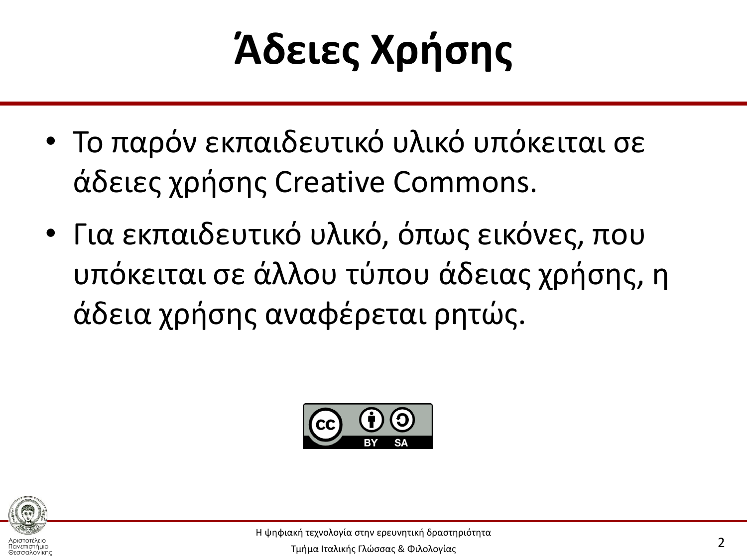# Άδειες Χρήσης

- Το παρόν εκπαιδευτικό υλικό υπόκειται σε άδειες χρήσης Creative Commons.
- Για εκπαιδευτικό υλικό, όπως εικόνες, που υπόκειται σε άλλου τύπου άδειας χρήσης, η άδεια χρήσης αναφέρεται ρητώς.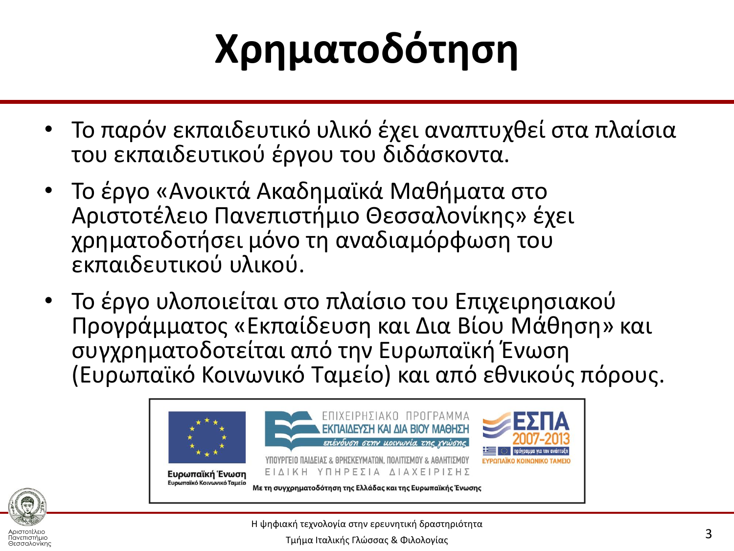# Χρηματοδότηση

- Το παρόν εκπαιδευτικό υλικό έχει αναπτυχθεί στα πλαίσια του εκπαιδευτικού έργου του διδάσκοντα.
- Το έργο «Ανοικτά Ακαδημαϊκά Μαθήματα στο Αριστοτέλειο Πανεπιστήμιο Θεσσαλονίκης» έχει χρηματοδοτήσει μόνο τη αναδιαμόρφωση του εκπαιδευτικού υλικού.
- Το έργο υλοποιείται στο πλαίσιο του Επιχειρησιακού Προγράμματος «Εκπαίδευση και Δια Βίου Μάθηση» και συγχρηματοδοτείται από την Ευρωπαϊκή Ένωση (Ευρωπαϊκό Κοινωνικό Ταμείο) και από εθνικούς πόρους.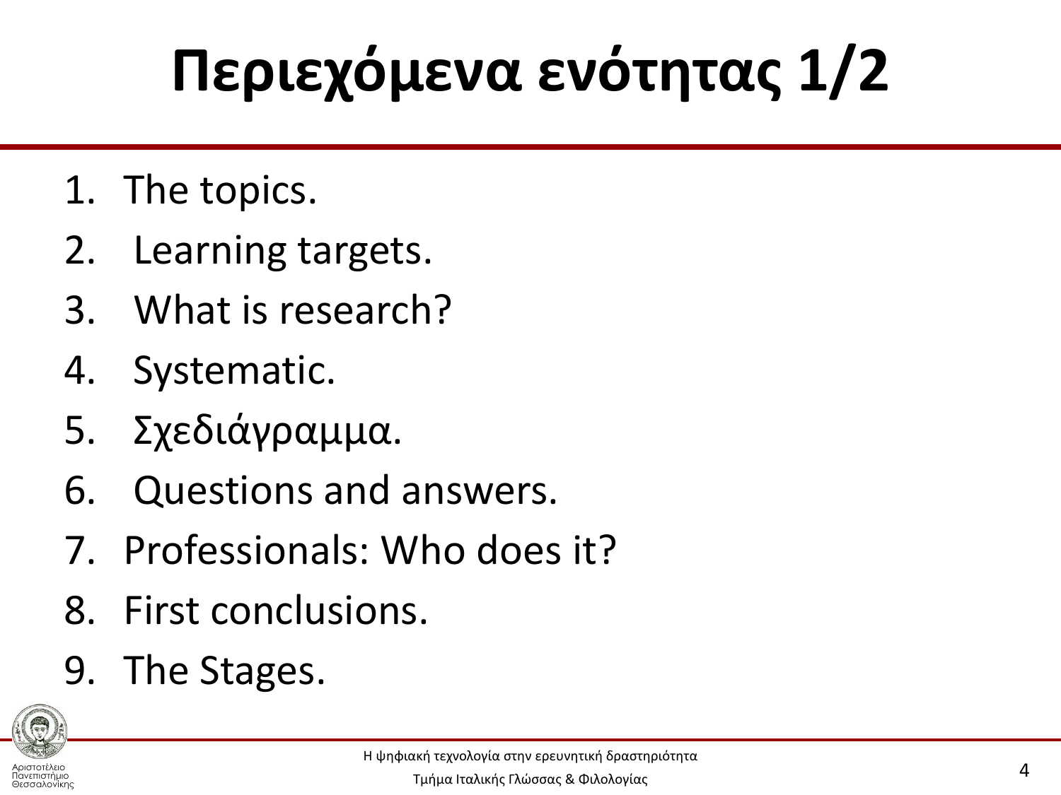# Περιεχόμενα ενότητας 1/2

1. The topics.
2. Learning targets.
3. What is research?
4. Systematic.
5. Σχεδιάγραμμα.
6. Questions and answers.
7. Professionals: Who does it?
8. First conclusions.
9. The Stages.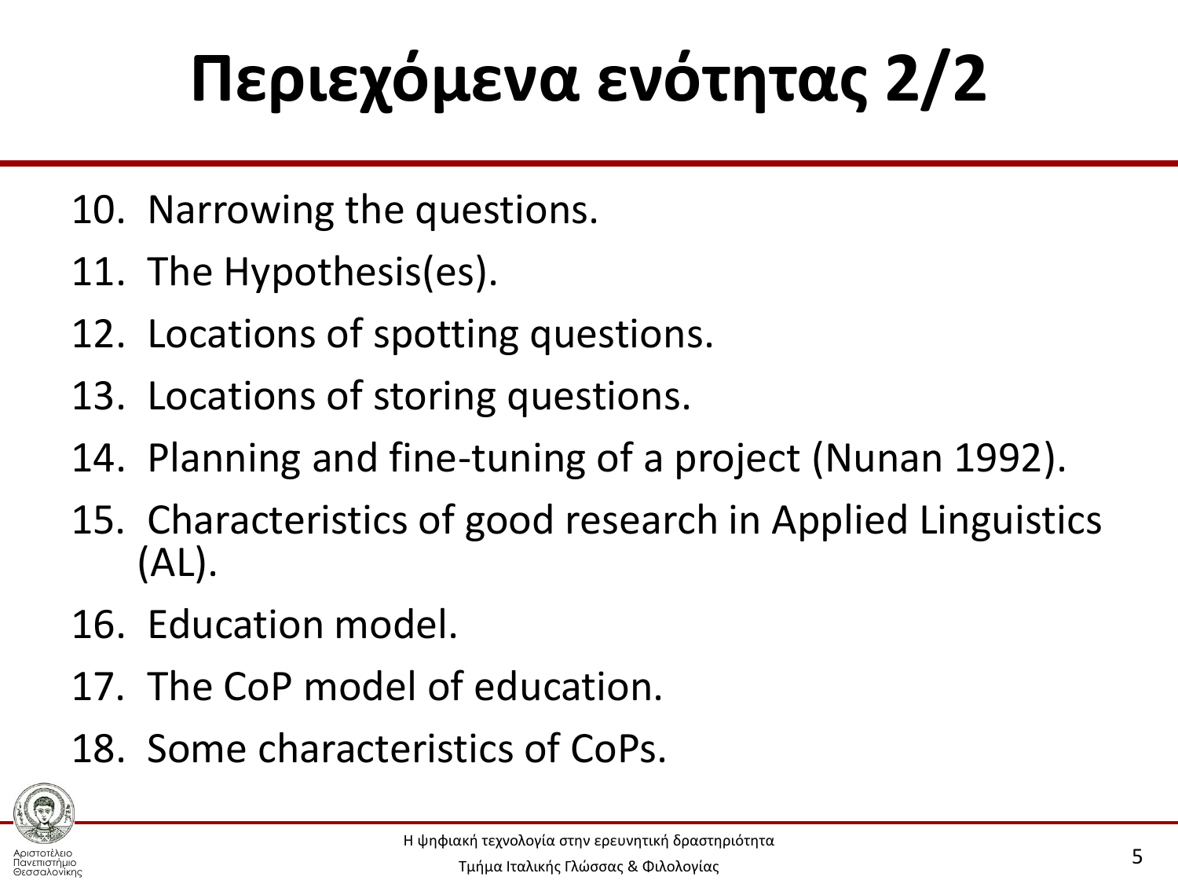# Περιεχόμενα ενότητας 2/2

10. Narrowing the questions.
11. The Hypothesis(es).
12. Locations of spotting questions.
13. Locations of storing questions.
14. Planning and fine-tuning of a project (Nunan 1992).
15. Characteristics of good research in Applied Linguistics (AL).
16. Education model.
17. The CoP model of education.
18. Some characteristics of CoPs.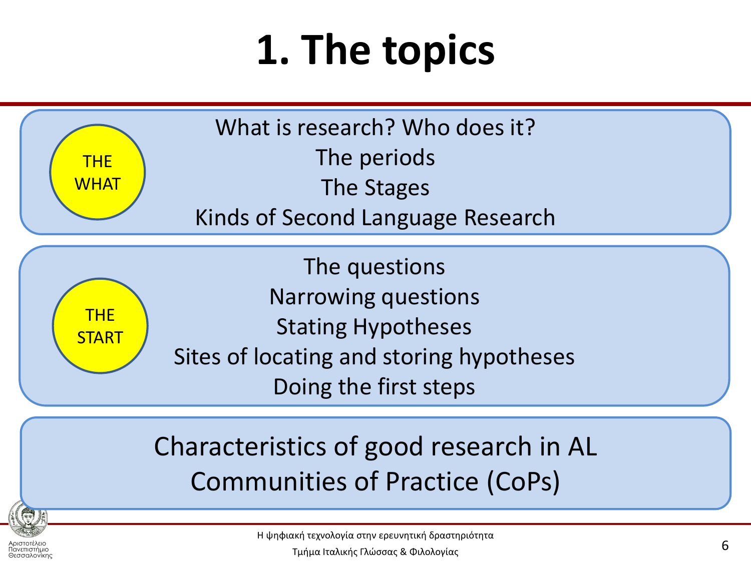# 1. The topics

**THE WHAT**

What is research? Who does it?

The periods

The Stages

Kinds of Second Language Research

**THE START**

The questions

Narrowing questions

Stating Hypotheses

Sites of locating and storing hypotheses

Doing the first steps

Characteristics of good research in AL

Communities of Practice (CoPs)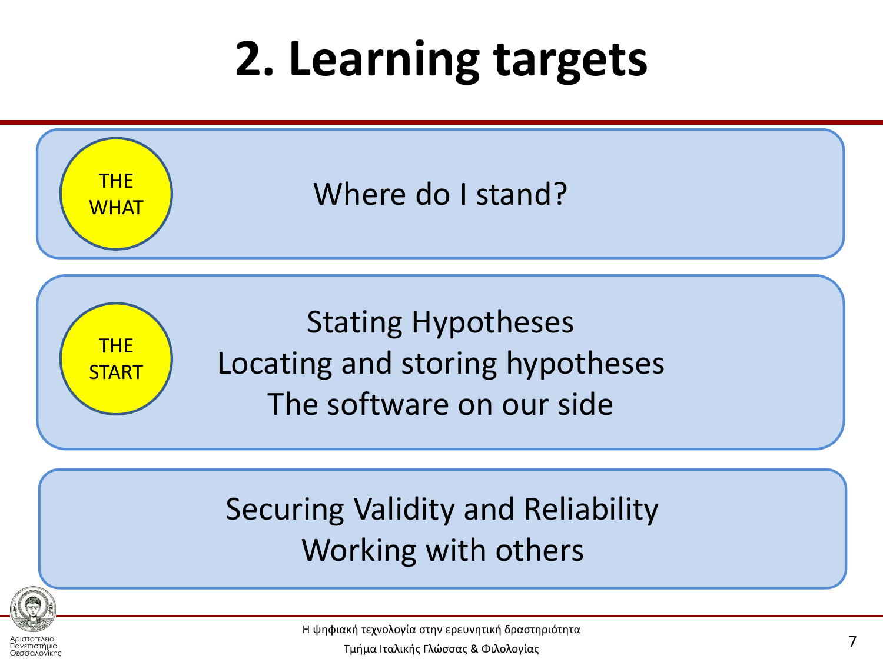# 2. Learning targets

**THE WHAT**

Where do I stand?

**THE START**

Stating Hypotheses

Locating and storing hypotheses

The software on our side

Securing Validity and Reliability

Working with others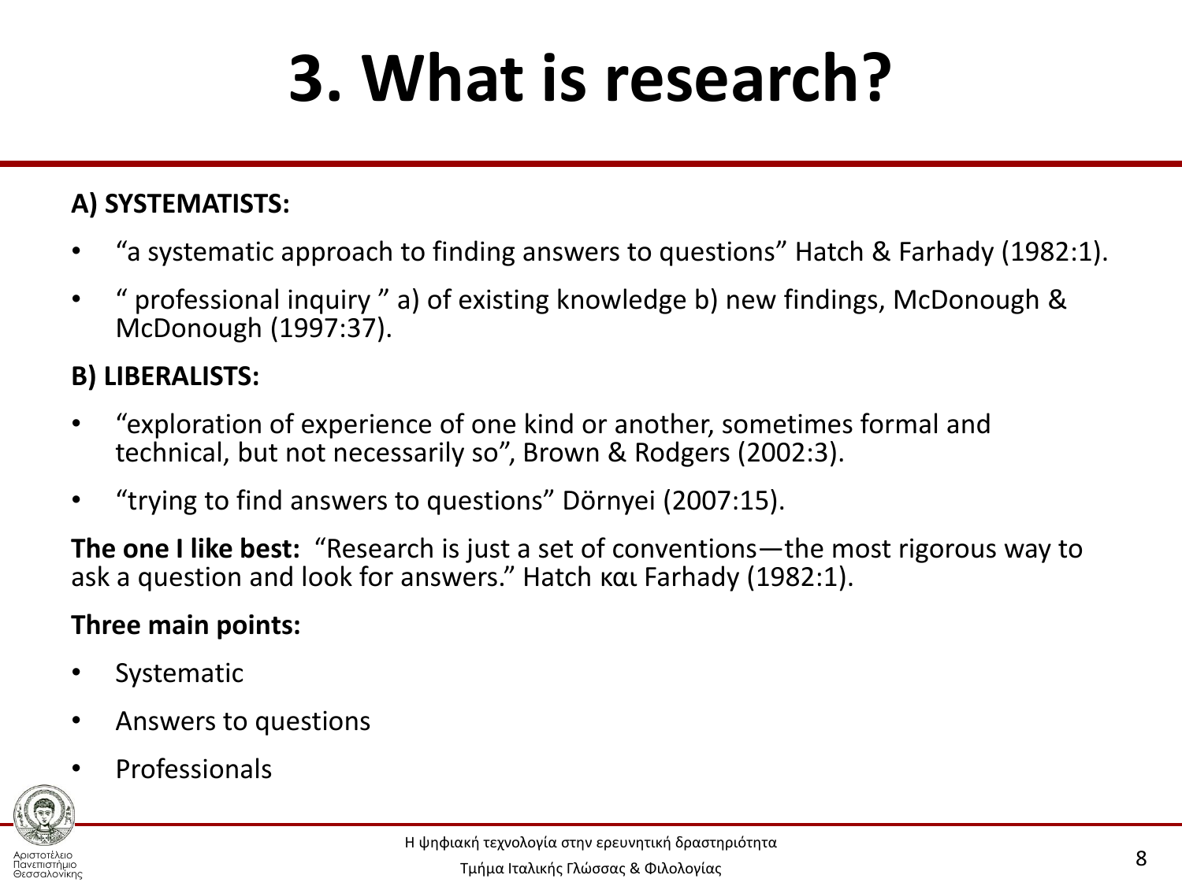# 3. What is research?

**A) SYSTEMATISTS:**

- “a systematic approach to finding answers to questions” Hatch & Farhady (1982:1).
- “ professional inquiry ” a) of existing knowledge b) new findings, McDonough & McDonough (1997:37).

**B) LIBERALISTS:**

- “exploration of experience of one kind or another, sometimes formal and technical, but not necessarily so”, Brown & Rodgers (2002:3).
- “trying to find answers to questions” Dörnyei (2007:15).

**The one I like best:** “Research is just a set of conventions—the most rigorous way to ask a question and look for answers.” Hatch και Farhady (1982:1).

**Three main points:**

- Systematic
- Answers to questions
- Professionals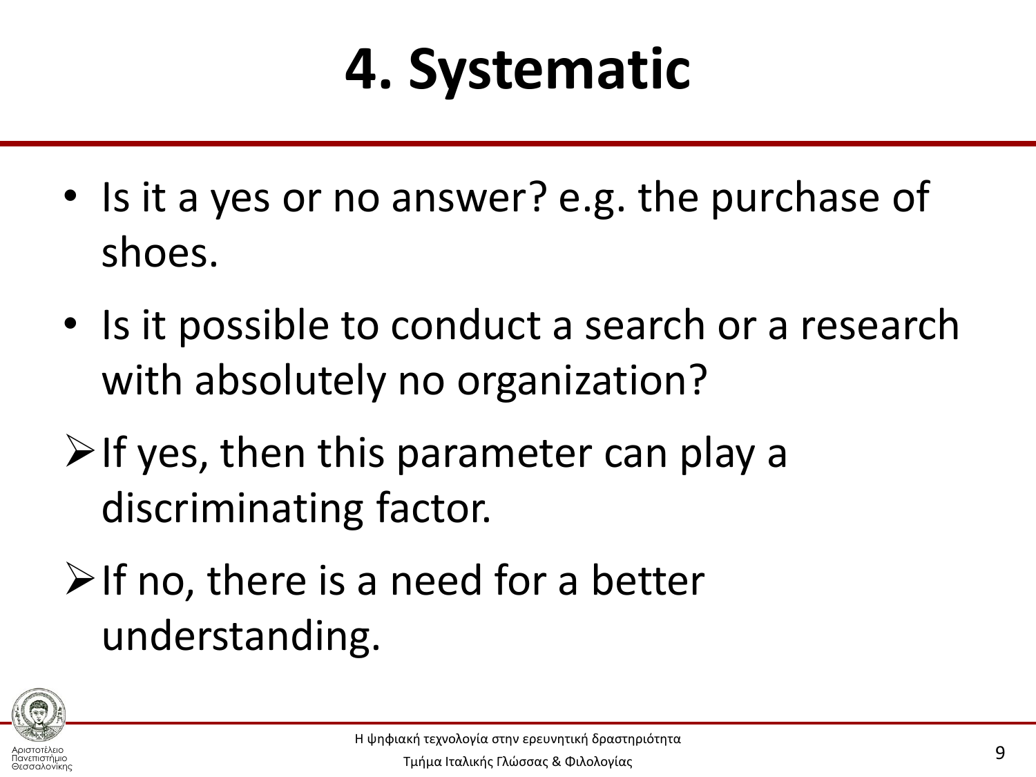# 4. Systematic

- Is it a yes or no answer? e.g. the purchase of shoes.
- Is it possible to conduct a search or a research with absolutely no organization?

➢ If yes, then this parameter can play a discriminating factor.

➢ If no, there is a need for a better understanding.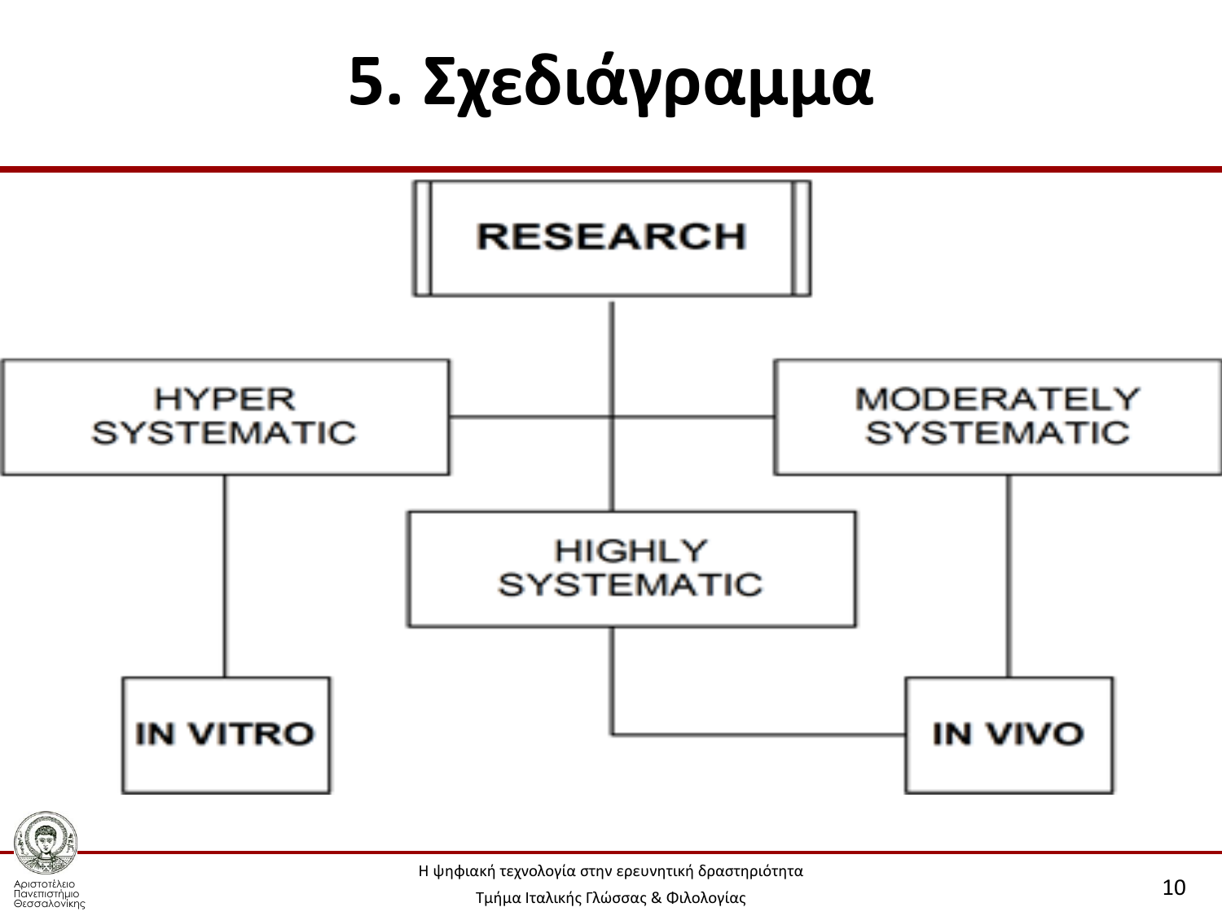# 5. Σχεδιάγραμμα

RESEARCH

HYPER SYSTEMATIC

MODERATELY SYSTEMATIC

HIGHLY SYSTEMATIC

IN VITRO

IN VIVO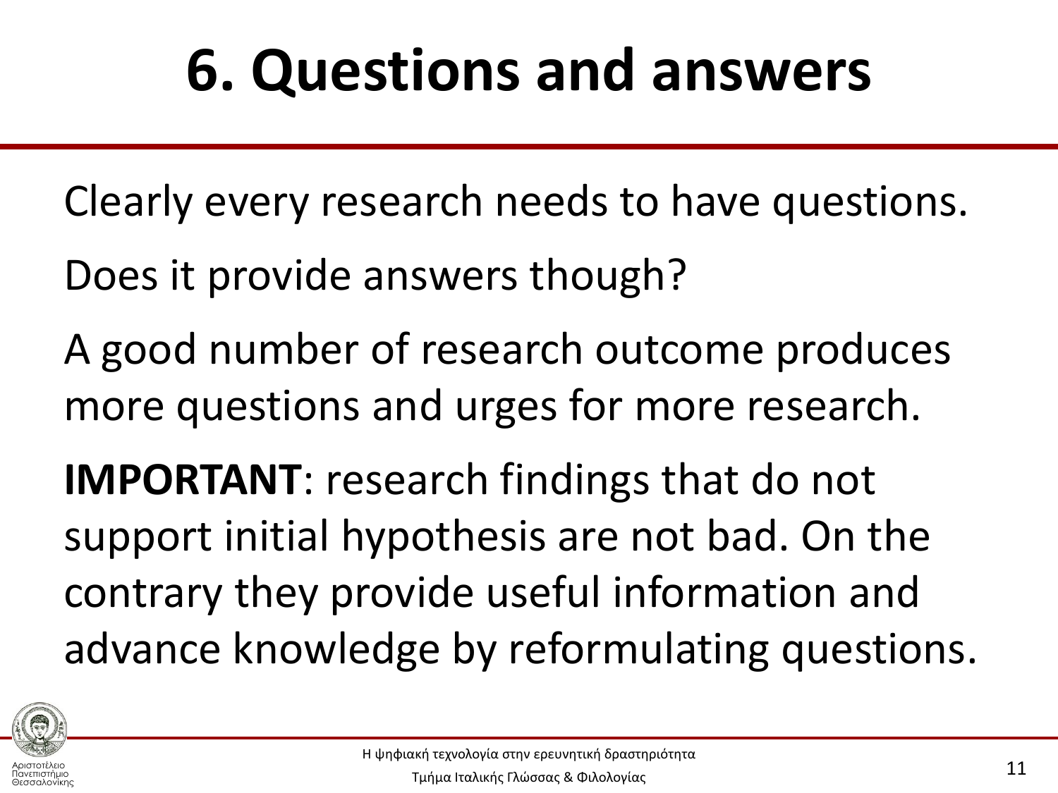# 6. Questions and answers

Clearly every research needs to have questions.

Does it provide answers though?

A good number of research outcome produces more questions and urges for more research.

**IMPORTANT**: research findings that do not support initial hypothesis are not bad. On the contrary they provide useful information and advance knowledge by reformulating questions.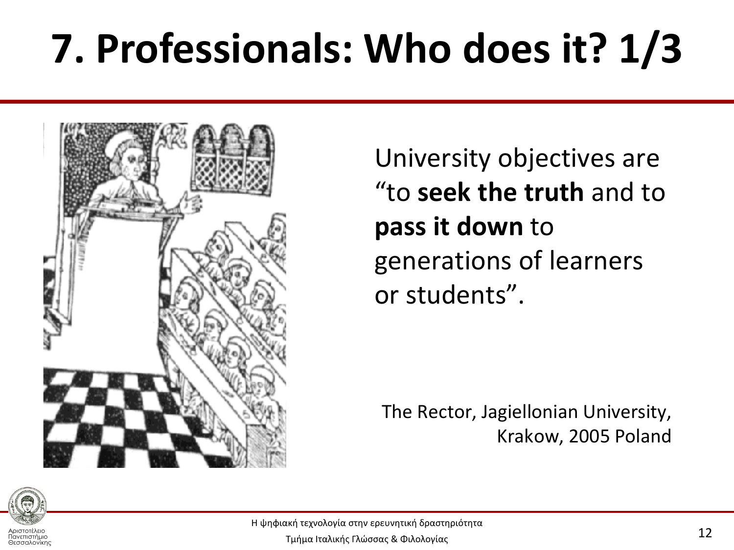# 7. Professionals: Who does it? 1/3

University objectives are "to **seek the truth** and to **pass it down** to generations of learners or students".

The Rector, Jagiellonian University, Krakow, 2005 Poland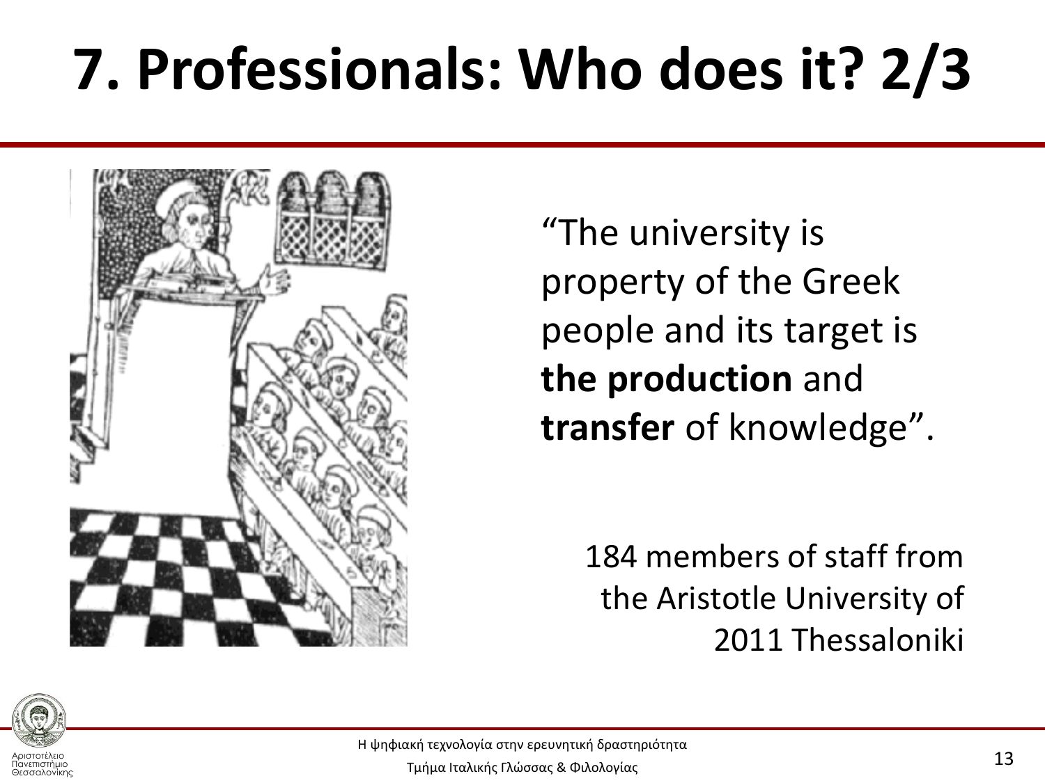# 7. Professionals: Who does it? 2/3

“The university is property of the Greek people and its target is **the production** and **transfer** of knowledge”.

184 members of staff from the Aristotle University of 2011 Thessaloniki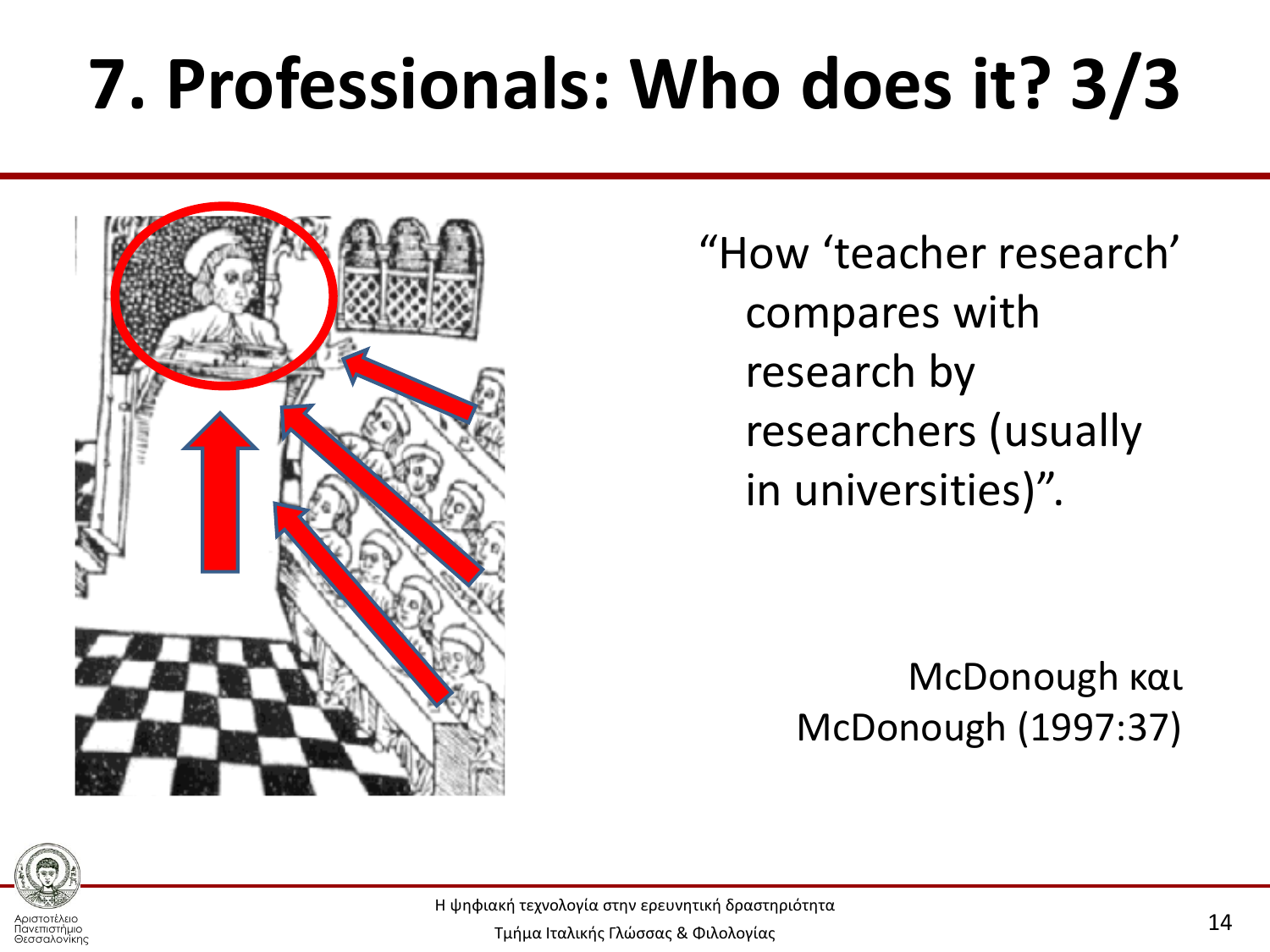# 7. Professionals: Who does it? 3/3

"How 'teacher research' compares with research by researchers (usually in universities)".

McDonough και McDonough (1997:37)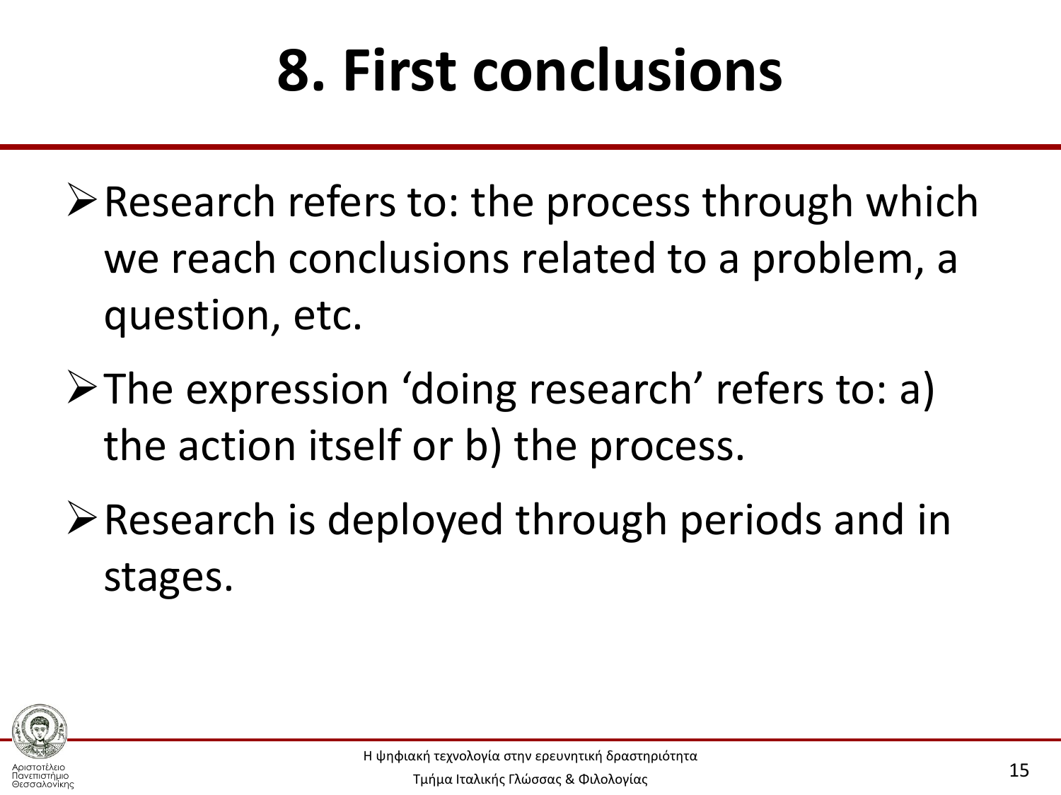# 8. First conclusions

- Research refers to: the process through which we reach conclusions related to a problem, a question, etc.
- The expression ‘doing research’ refers to: a) the action itself or b) the process.
- Research is deployed through periods and in stages.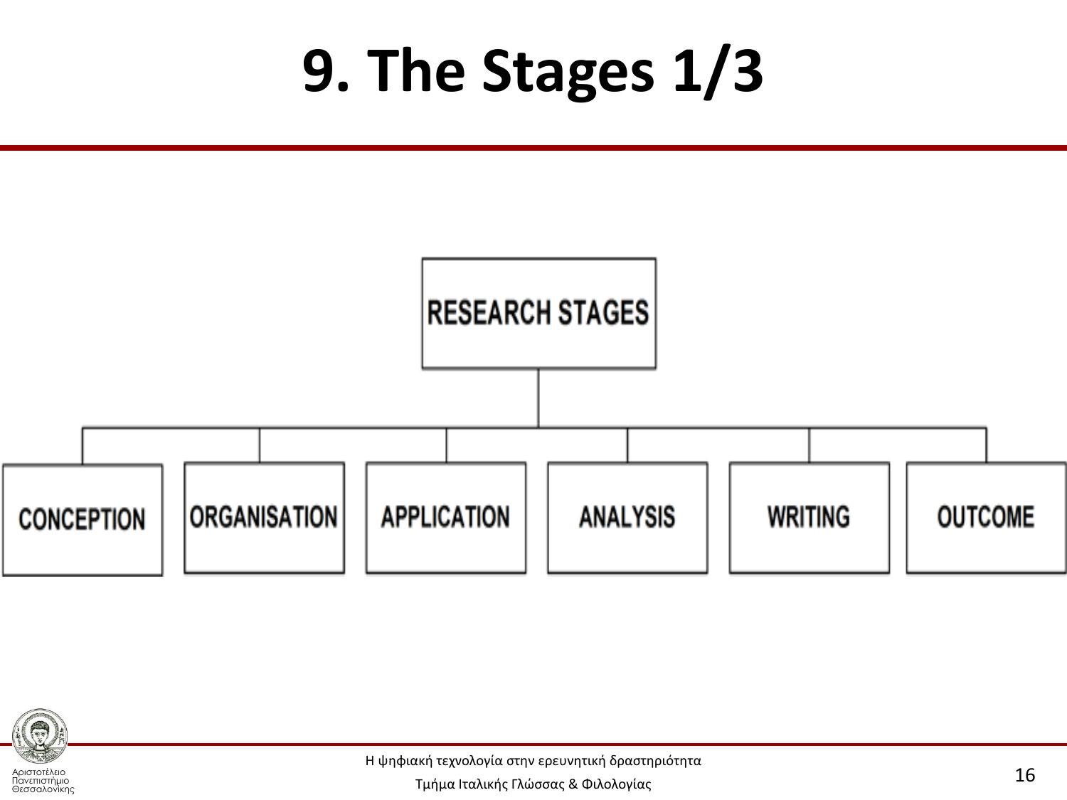# 9. The Stages 1/3

RESEARCH STAGES

- CONCEPTION
- ORGANISATION
- APPLICATION
- ANALYSIS
- WRITING
- OUTCOME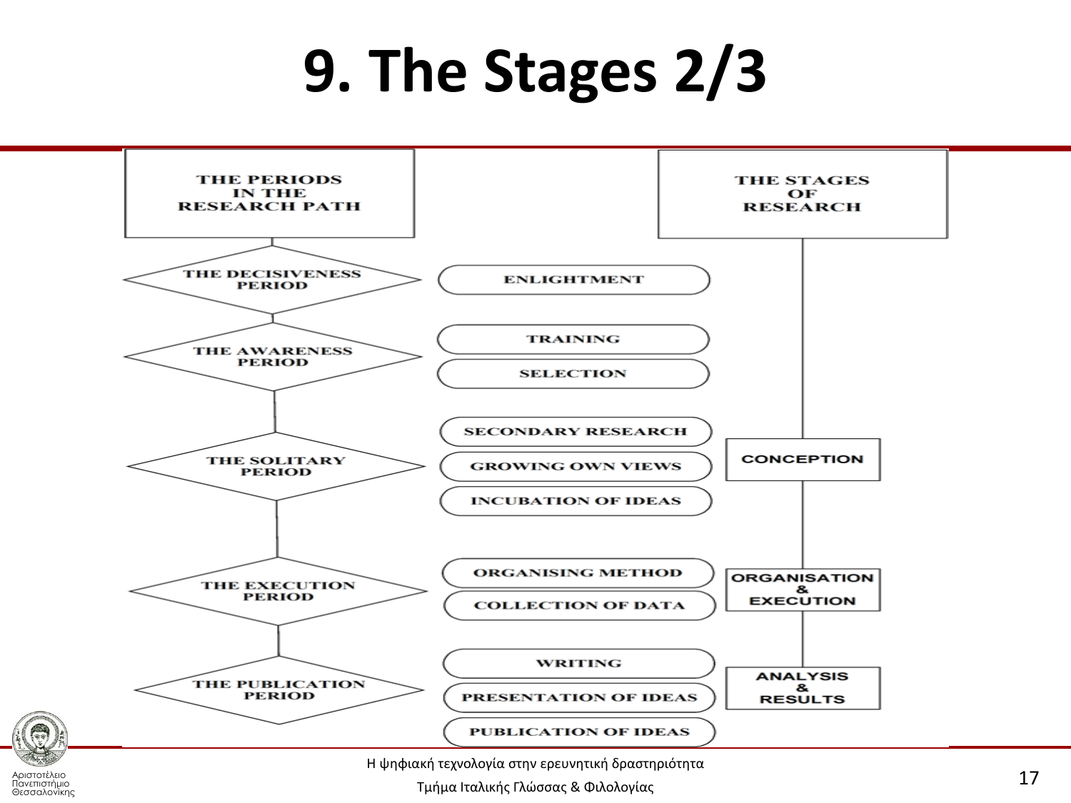# 9. The Stages 2/3

| THE PERIODS IN THE RESEARCH PATH | | THE STAGES OF RESEARCH |
| --- | --- | --- |
| THE DECISIVENESS PERIOD | ENLIGHTMENT | |
| THE AWARENESS PERIOD | TRAINING | |
| | SELECTION | |
| THE SOLITARY PERIOD | SECONDARY RESEARCH | CONCEPTION |
| | GROWING OWN VIEWS | |
| | INCUBATION OF IDEAS | |
| THE EXECUTION PERIOD | ORGANISING METHOD | ORGANISATION & EXECUTION |
| | COLLECTION OF DATA | |
| THE PUBLICATION PERIOD | WRITING | ANALYSIS & RESULTS |
| | PRESENTATION OF IDEAS | |
| | PUBLICATION OF IDEAS | |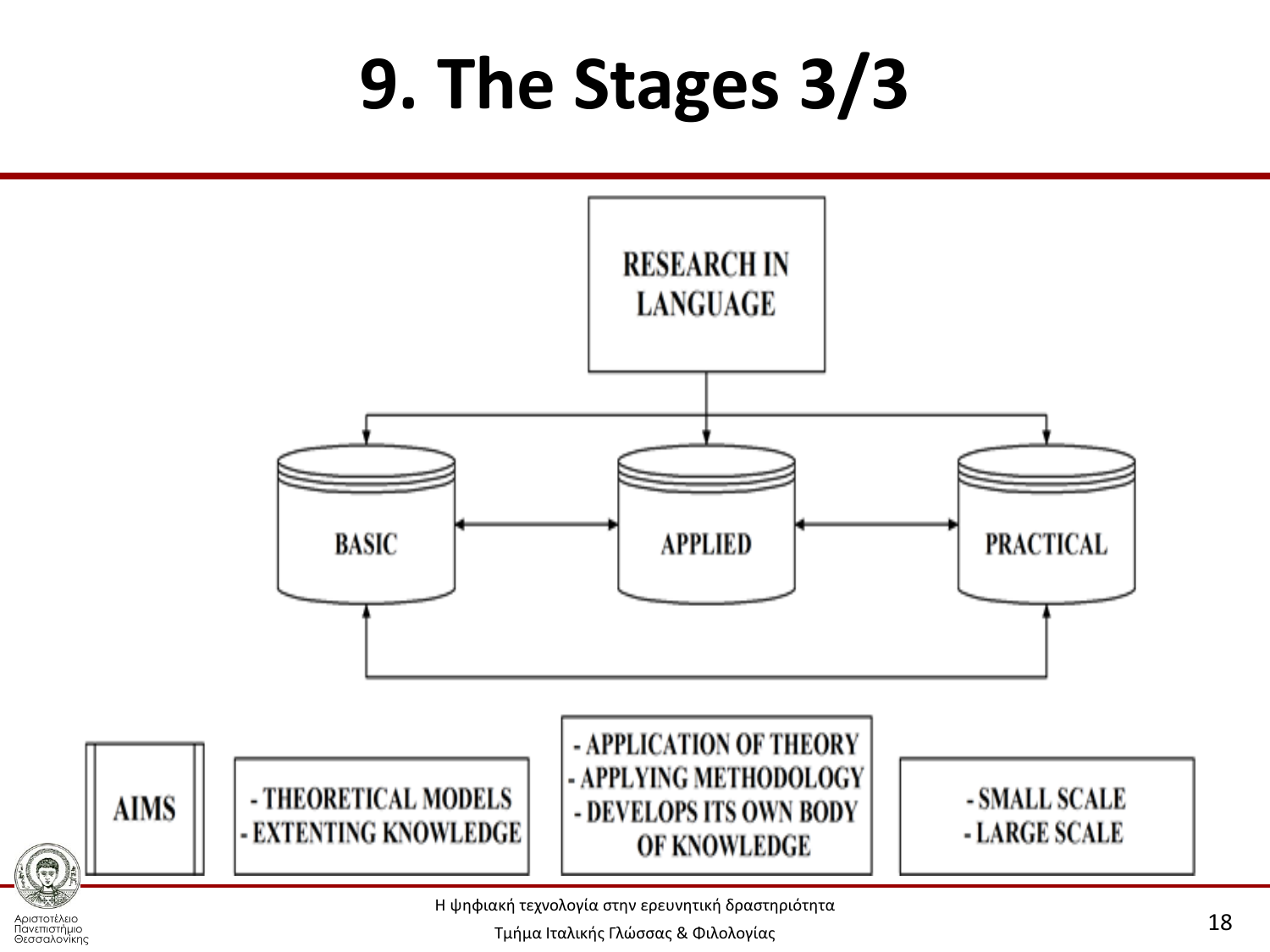# 9. The Stages 3/3

RESEARCH IN LANGUAGE

BASIC

APPLIED

PRACTICAL

| AIMS | - THEORETICAL MODELS<br>- EXTENTING KNOWLEDGE | - APPLICATION OF THEORY<br>- APPLYING METHODOLOGY<br>- DEVELOPS ITS OWN BODY OF KNOWLEDGE | - SMALL SCALE<br>- LARGE SCALE |
| --- | --- | --- | --- |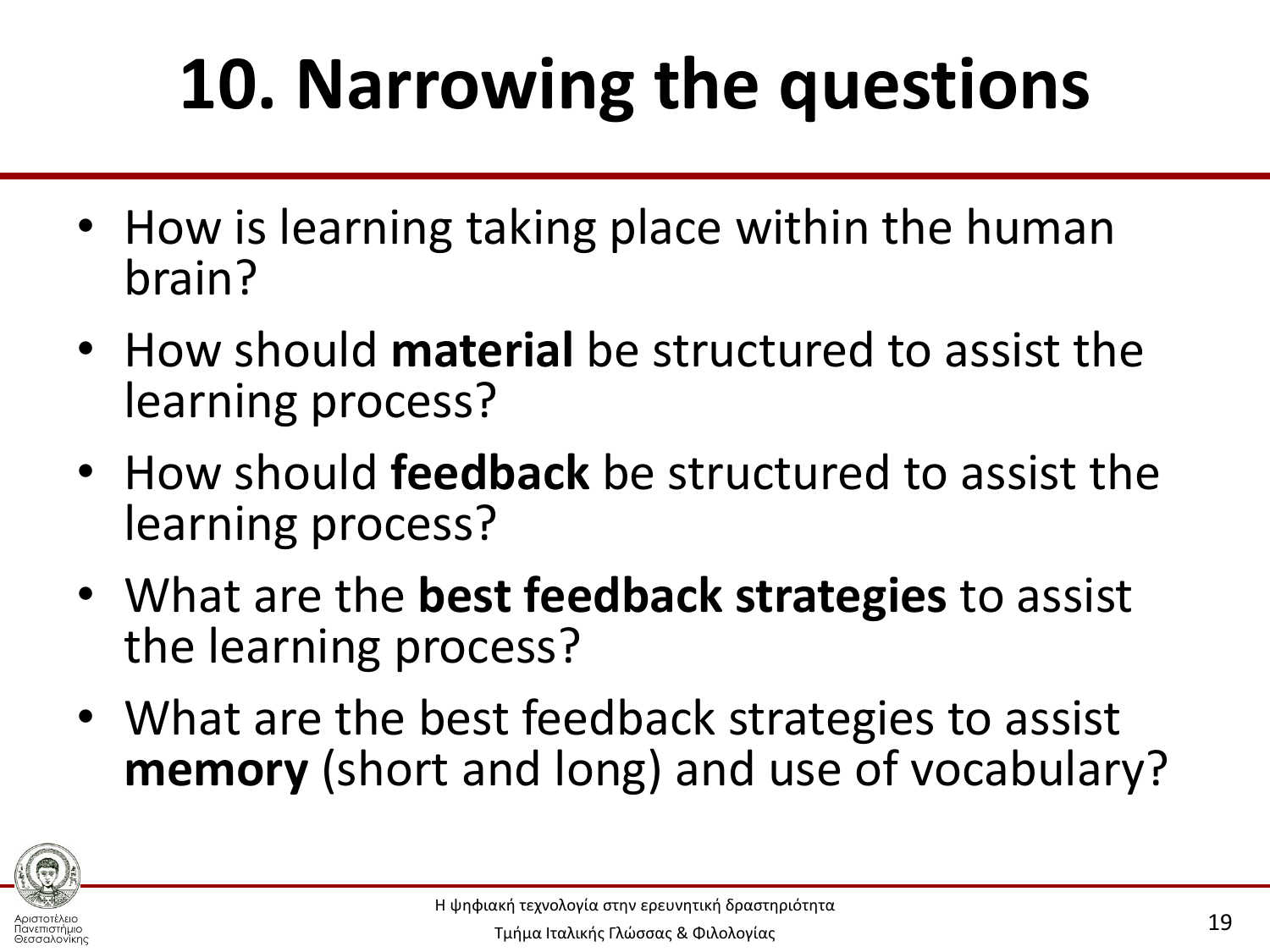# 10. Narrowing the questions

- How is learning taking place within the human brain?
- How should **material** be structured to assist the learning process?
- How should **feedback** be structured to assist the learning process?
- What are the **best feedback strategies** to assist the learning process?
- What are the best feedback strategies to assist **memory** (short and long) and use of vocabulary?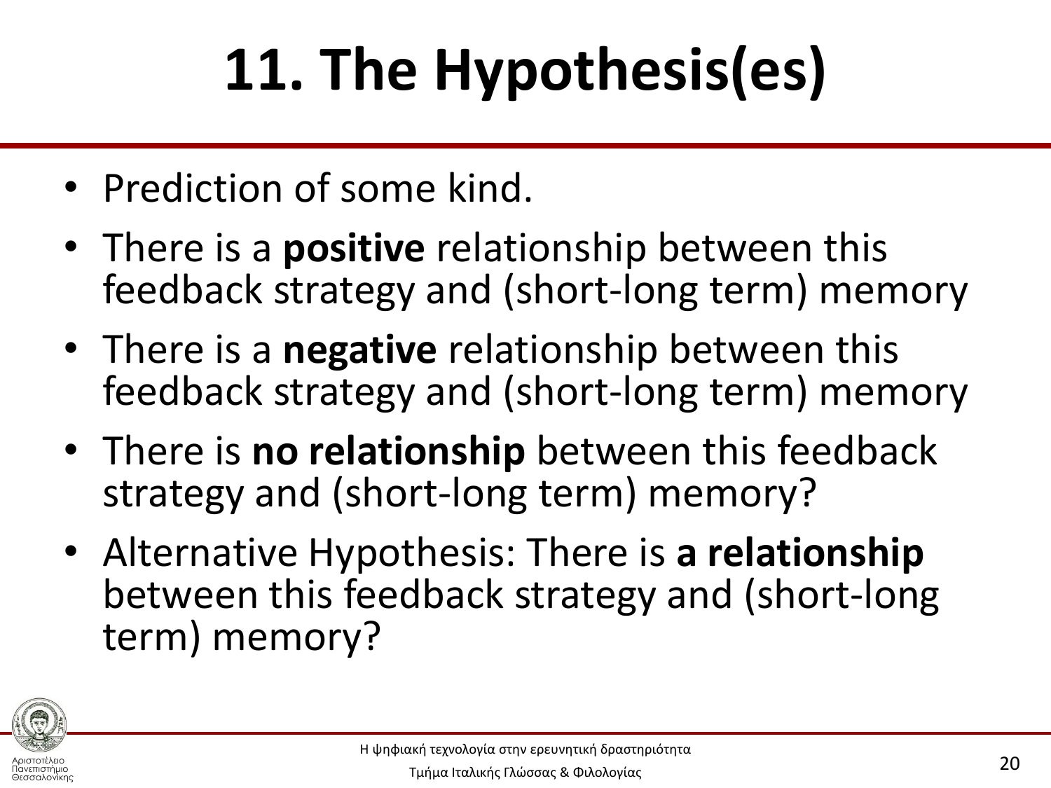# 11. The Hypothesis(es)

- Prediction of some kind.
- There is a **positive** relationship between this feedback strategy and (short-long term) memory
- There is a **negative** relationship between this feedback strategy and (short-long term) memory
- There is **no relationship** between this feedback strategy and (short-long term) memory?
- Alternative Hypothesis: There is **a relationship** between this feedback strategy and (short-long term) memory?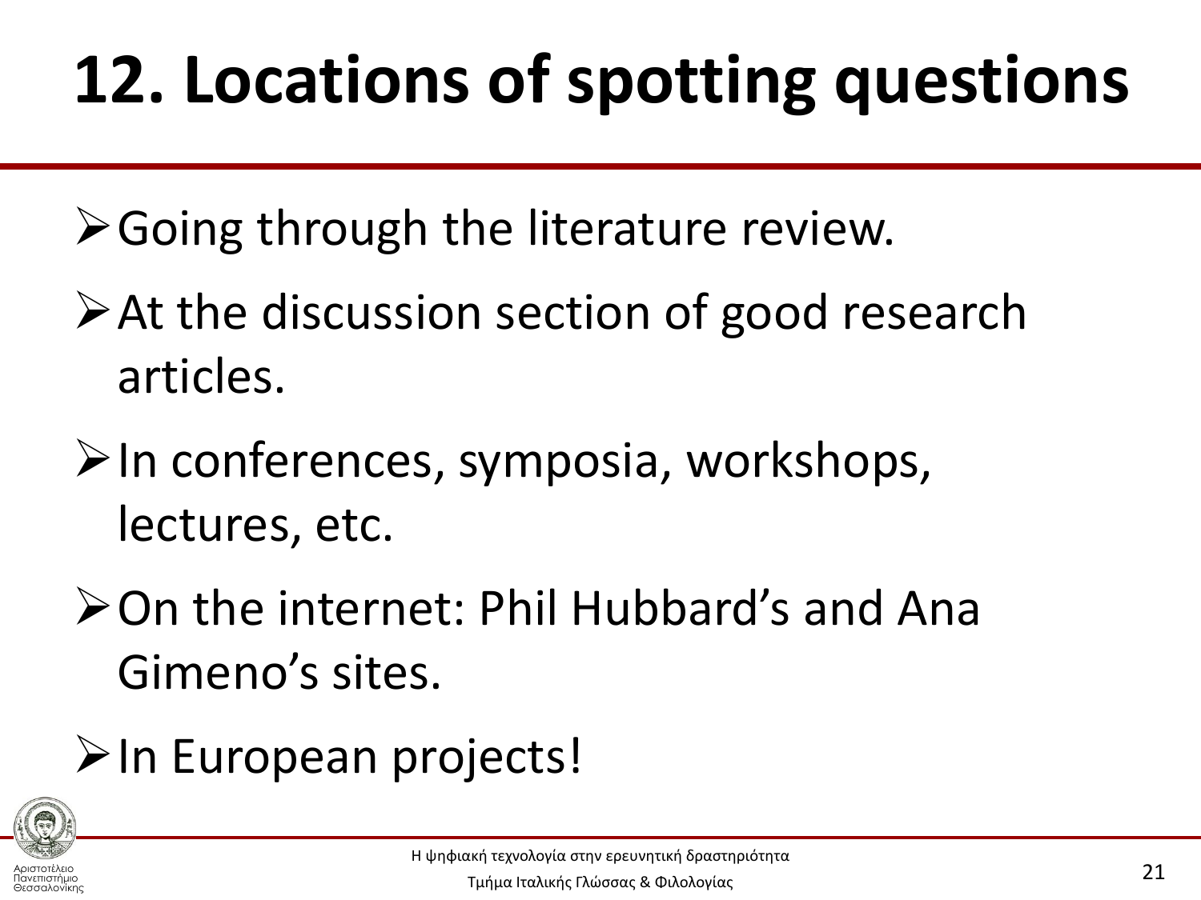# 12. Locations of spotting questions

- Going through the literature review.
- At the discussion section of good research articles.
- In conferences, symposia, workshops, lectures, etc.
- On the internet: Phil Hubbard's and Ana Gimeno's sites.
- In European projects!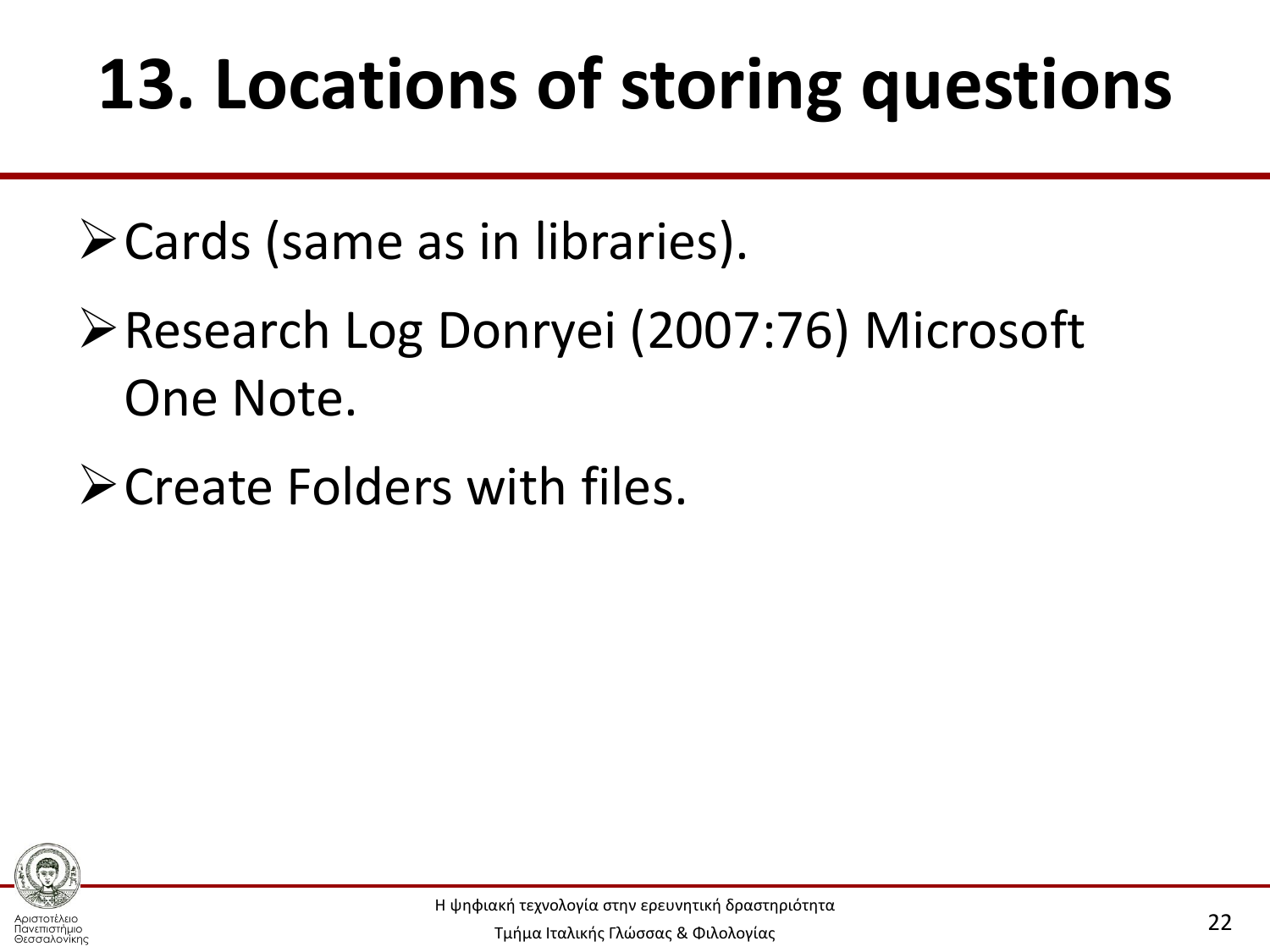# 13. Locations of storing questions

- Cards (same as in libraries).
- Research Log Donryei (2007:76) Microsoft One Note.
- Create Folders with files.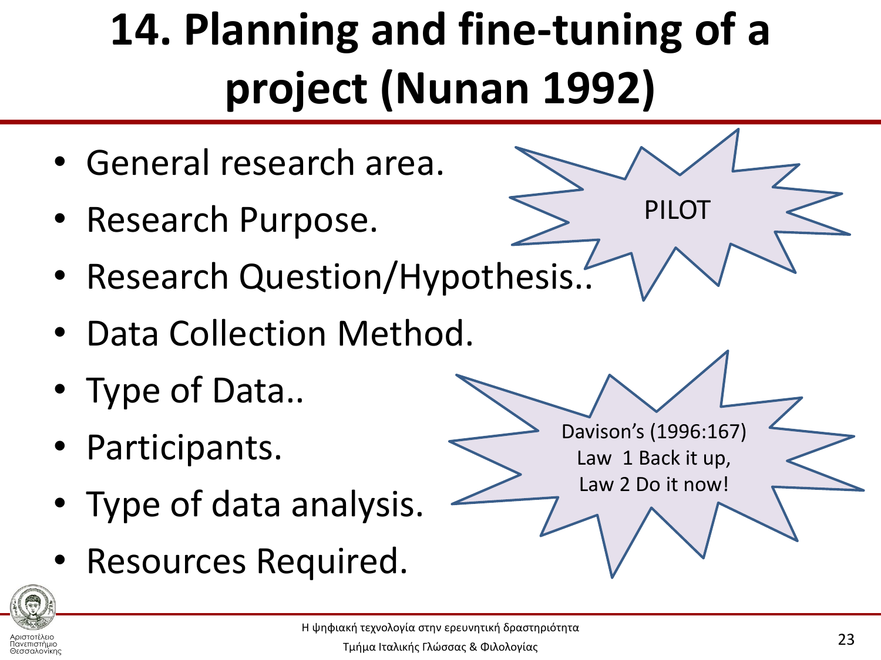# 14. Planning and fine-tuning of a project (Nunan 1992)

- General research area.
- Research Purpose.
- Research Question/Hypothesis..
- Data Collection Method.
- Type of Data..
- Participants.
- Type of data analysis.
- Resources Required.

PILOT

Davison's (1996:167)
Law 1 Back it up,
Law 2 Do it now!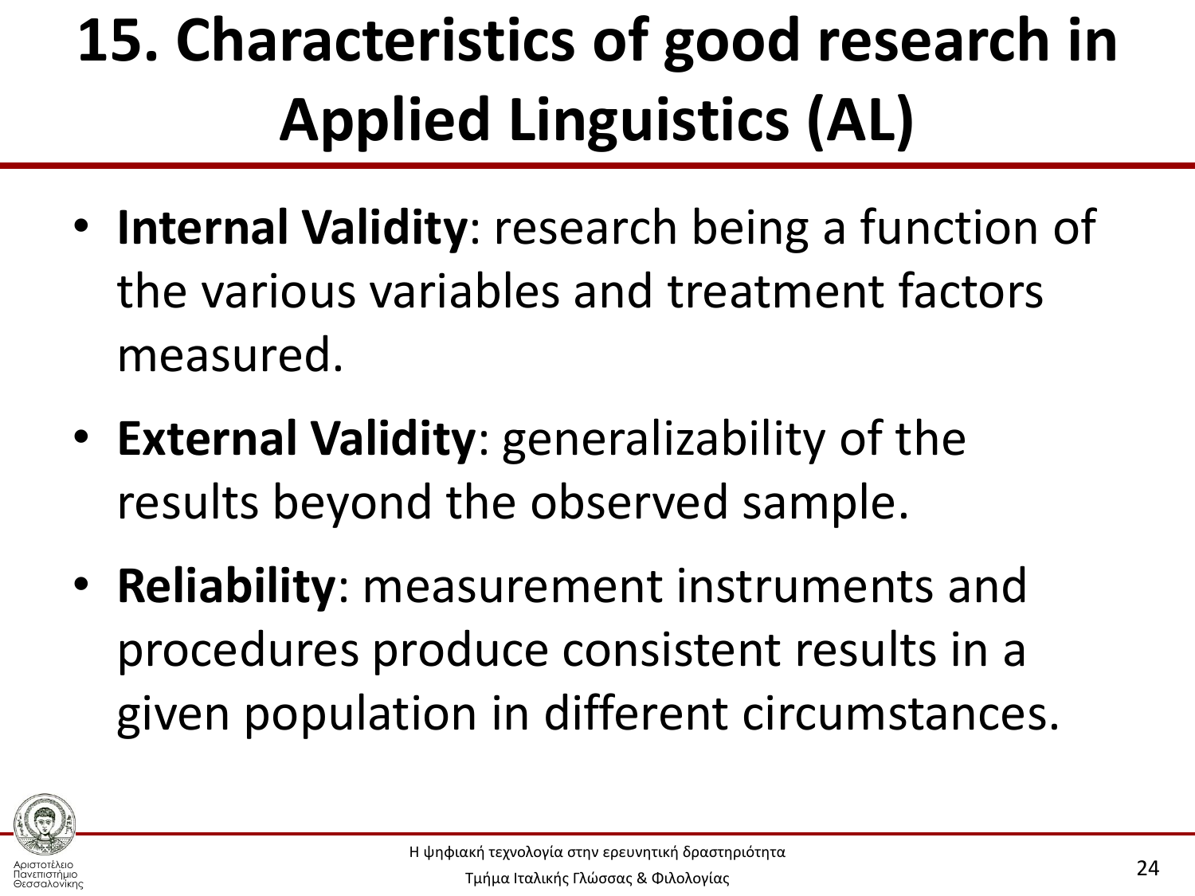# 15. Characteristics of good research in Applied Linguistics (AL)

- **Internal Validity**: research being a function of the various variables and treatment factors measured.
- **External Validity**: generalizability of the results beyond the observed sample.
- **Reliability**: measurement instruments and procedures produce consistent results in a given population in different circumstances.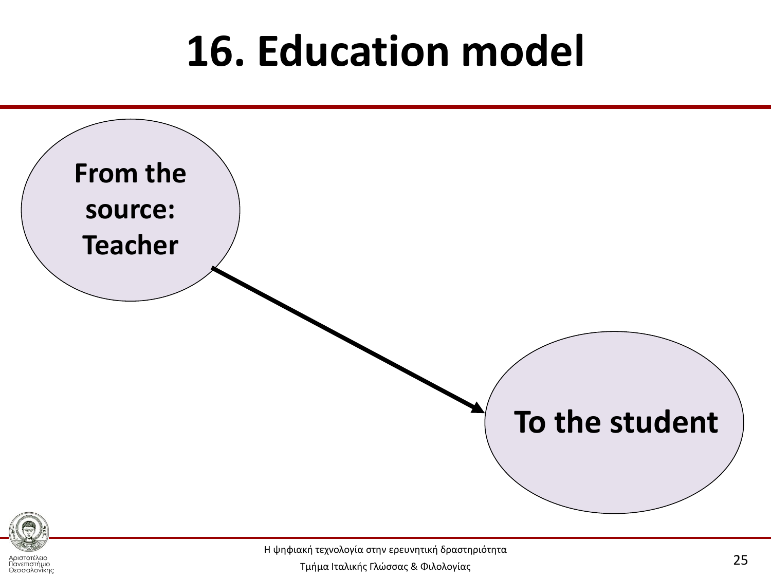# 16. Education model

From the source: Teacher

To the student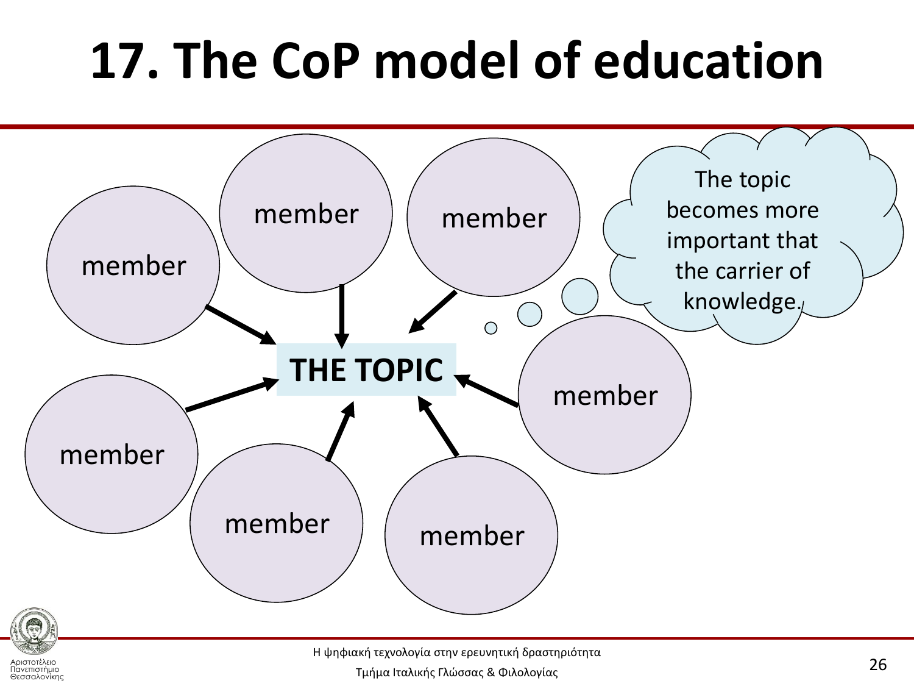# 17. The CoP model of education

member

member

member

member

member

member

member

member

THE TOPIC

The topic becomes more important that the carrier of knowledge.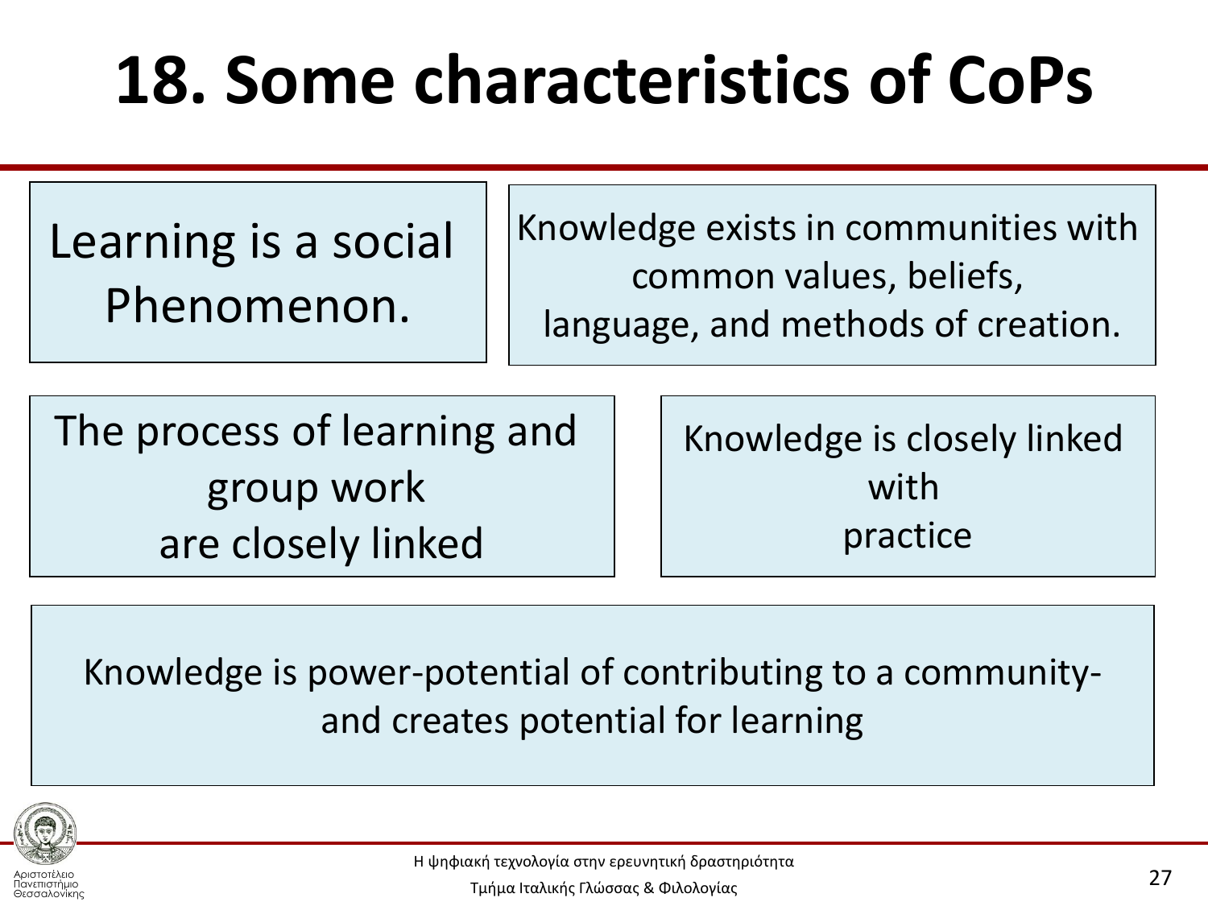# 18. Some characteristics of CoPs

Learning is a social Phenomenon.

Knowledge exists in communities with common values, beliefs, language, and methods of creation.

The process of learning and group work are closely linked

Knowledge is closely linked with practice

Knowledge is power-potential of contributing to a community- and creates potential for learning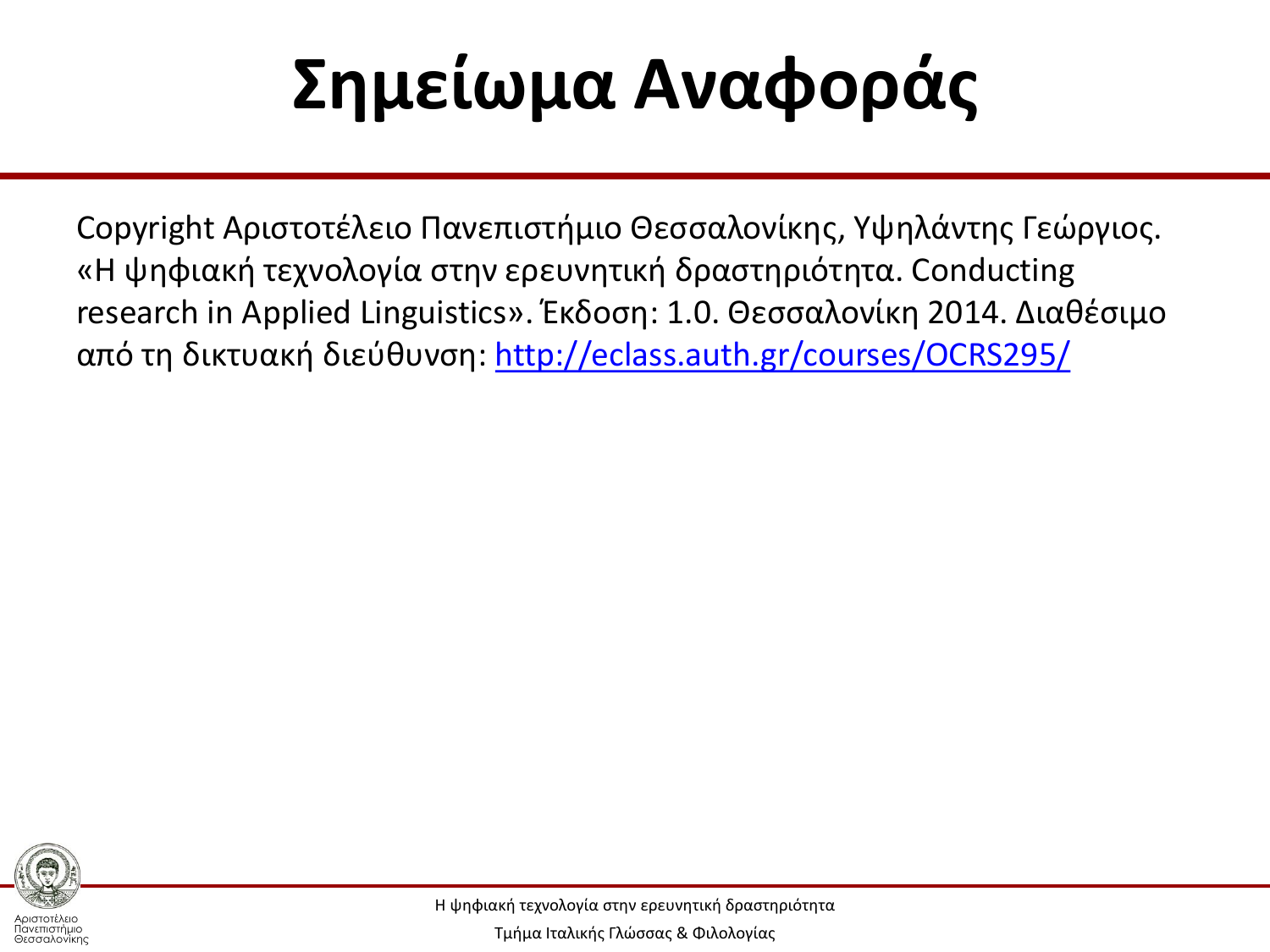# Σημείωμα Αναφοράς

Copyright Αριστοτέλειο Πανεπιστήμιο Θεσσαλονίκης, Υψηλάντης Γεώργιος. «Η ψηφιακή τεχνολογία στην ερευνητική δραστηριότητα. Conducting research in Applied Linguistics». Έκδοση: 1.0. Θεσσαλονίκη 2014. Διαθέσιμο από τη δικτυακή διεύθυνση: http://eclass.auth.gr/courses/OCRS295/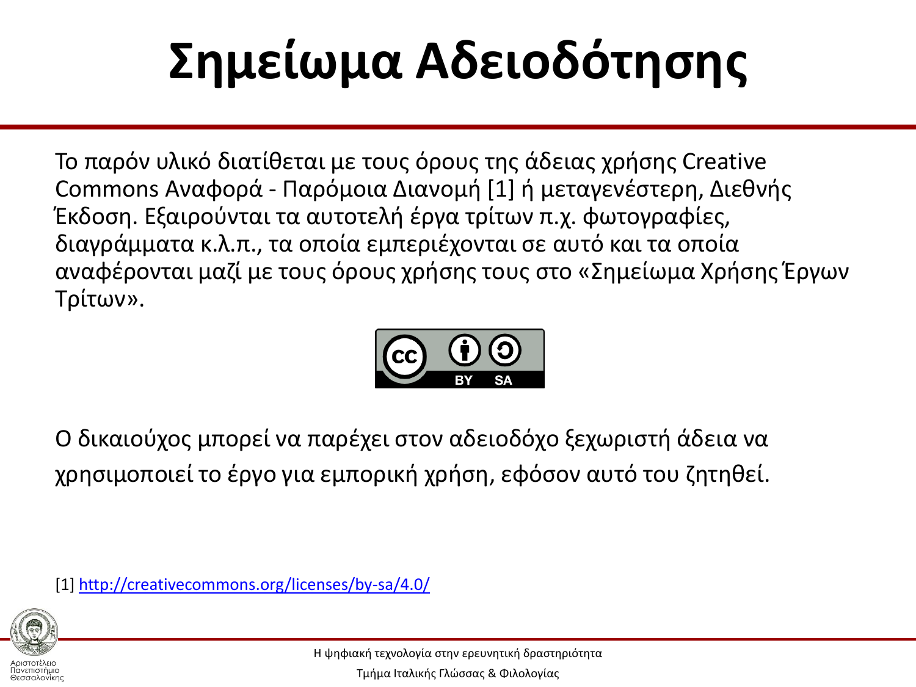# Σημείωμα Αδειοδότησης

Το παρόν υλικό διατίθεται με τους όρους της άδειας χρήσης Creative Commons Αναφορά - Παρόμοια Διανομή [1] ή μεταγενέστερη, Διεθνής Έκδοση. Εξαιρούνται τα αυτοτελή έργα τρίτων π.χ. φωτογραφίες, διαγράμματα κ.λ.π., τα οποία εμπεριέχονται σε αυτό και τα οποία αναφέρονται μαζί με τους όρους χρήσης τους στο «Σημείωμα Χρήσης Έργων Τρίτων».

Ο δικαιούχος μπορεί να παρέχει στον αδειοδόχο ξεχωριστή άδεια να χρησιμοποιεί το έργο για εμπορική χρήση, εφόσον αυτό του ζητηθεί.

[1] http://creativecommons.org/licenses/by-sa/4.0/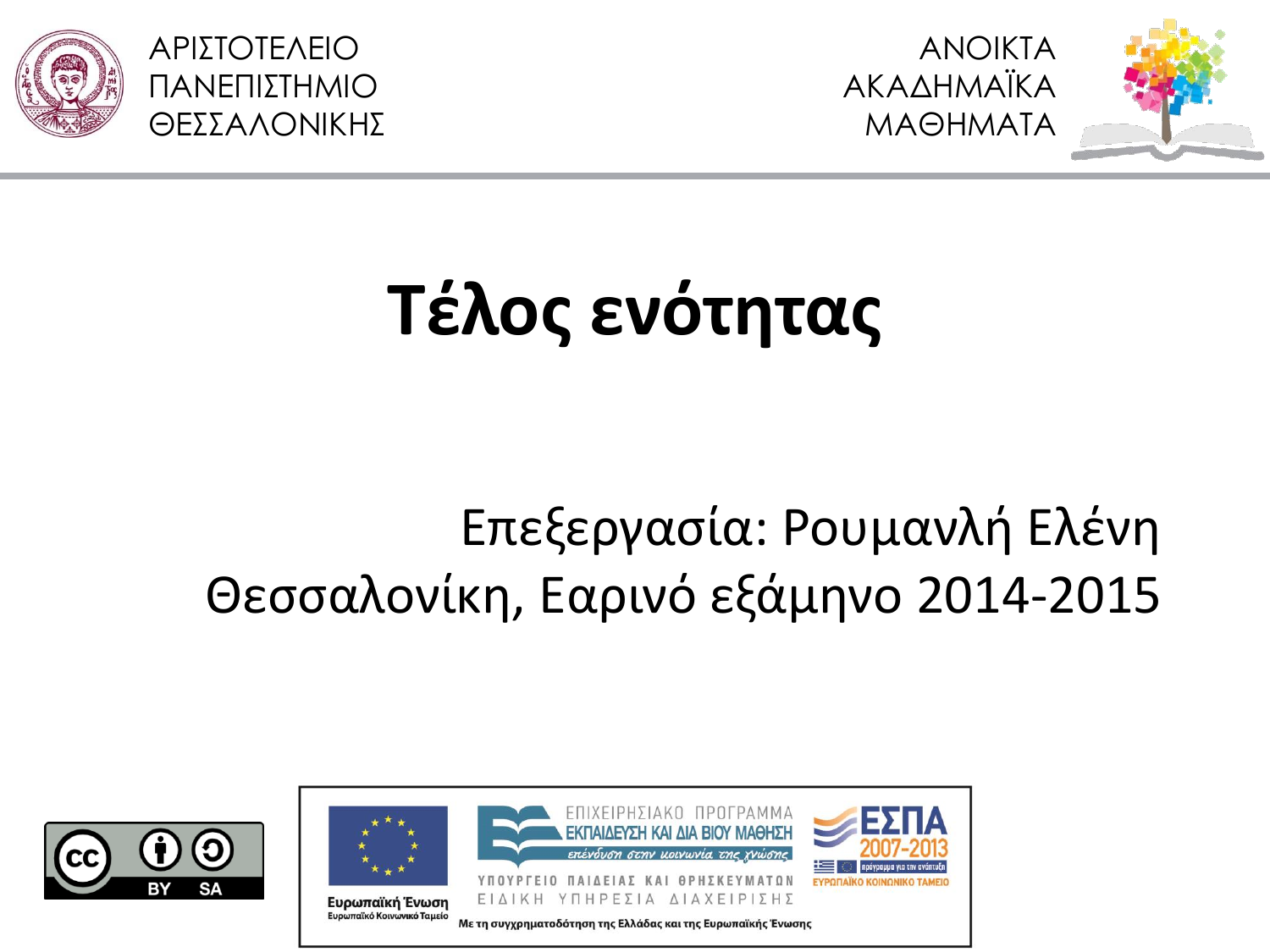ΑΡΙΣΤΟΤΕΛΕΙΟ ΠΑΝΕΠΙΣΤΗΜΙΟ ΘΕΣΣΑΛΟΝΙΚΗΣ

ΑΝΟΙΚΤΑ ΑΚΑΔΗΜΑΪΚΑ ΜΑΘΗΜΑΤΑ

# Τέλος ενότητας

Επεξεργασία: Ρουμανλή Ελένη

Θεσσαλονίκη, Εαρινό εξάμηνο 2014-2015

Ευρωπαϊκή Ένωση
Ευρωπαϊκό Κοινωνικό Ταμείο

ΕΠΙΧΕΙΡΗΣΙΑΚΟ ΠΡΟΓΡΑΜΜΑ
ΕΚΠΑΙΔΕΥΣΗ ΚΑΙ ΔΙΑ ΒΙΟΥ ΜΑΘΗΣΗ
επένδυση στην κοινωνία της γνώσης

ΥΠΟΥΡΓΕΙΟ ΠΑΙΔΕΙΑΣ ΚΑΙ ΘΡΗΣΚΕΥΜΑΤΩΝ
ΕΙΔΙΚΗ ΥΠΗΡΕΣΙΑ ΔΙΑΧΕΙΡΙΣΗΣ

ΕΣΠΑ 2007-2013
πρόγραμμα για την ανάπτυξη
ΕΥΡΩΠΑΪΚΟ ΚΟΙΝΩΝΙΚΟ ΤΑΜΕΙΟ

Με τη συγχρηματοδότηση της Ελλάδας και της Ευρωπαϊκής Ένωσης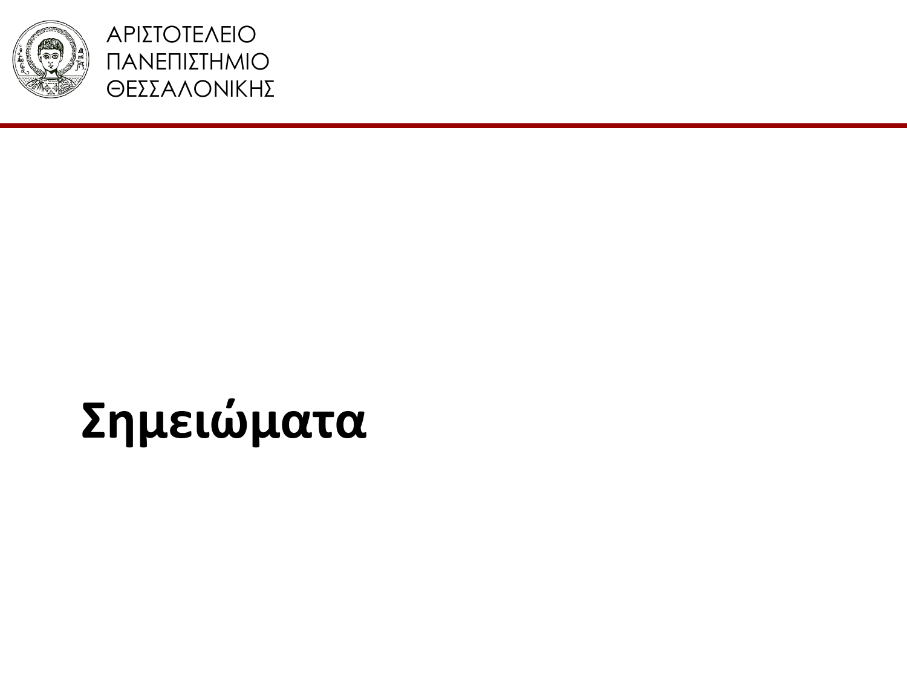# Σημειώματα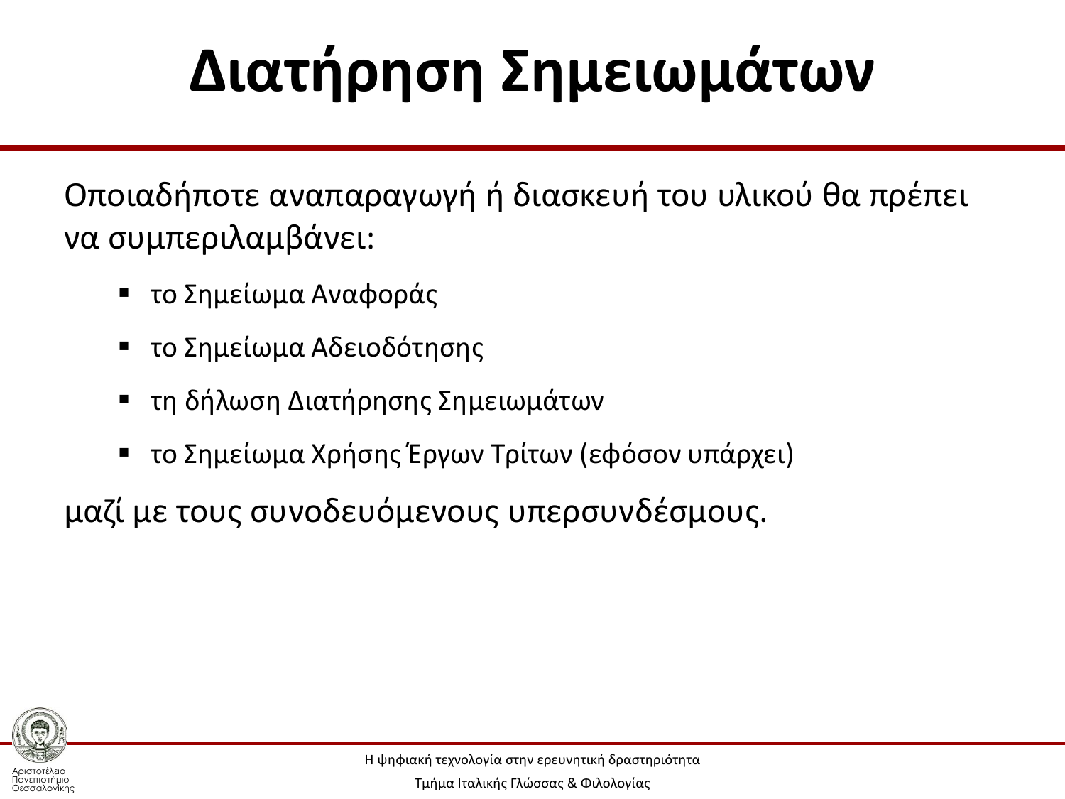# Διατήρηση Σημειωμάτων

Οποιαδήποτε αναπαραγωγή ή διασκευή του υλικού θα πρέπει να συμπεριλαμβάνει:

- το Σημείωμα Αναφοράς
- το Σημείωμα Αδειοδότησης
- τη δήλωση Διατήρησης Σημειωμάτων
- το Σημείωμα Χρήσης Έργων Τρίτων (εφόσον υπάρχει)

μαζί με τους συνοδευόμενους υπερσυνδέσμους.